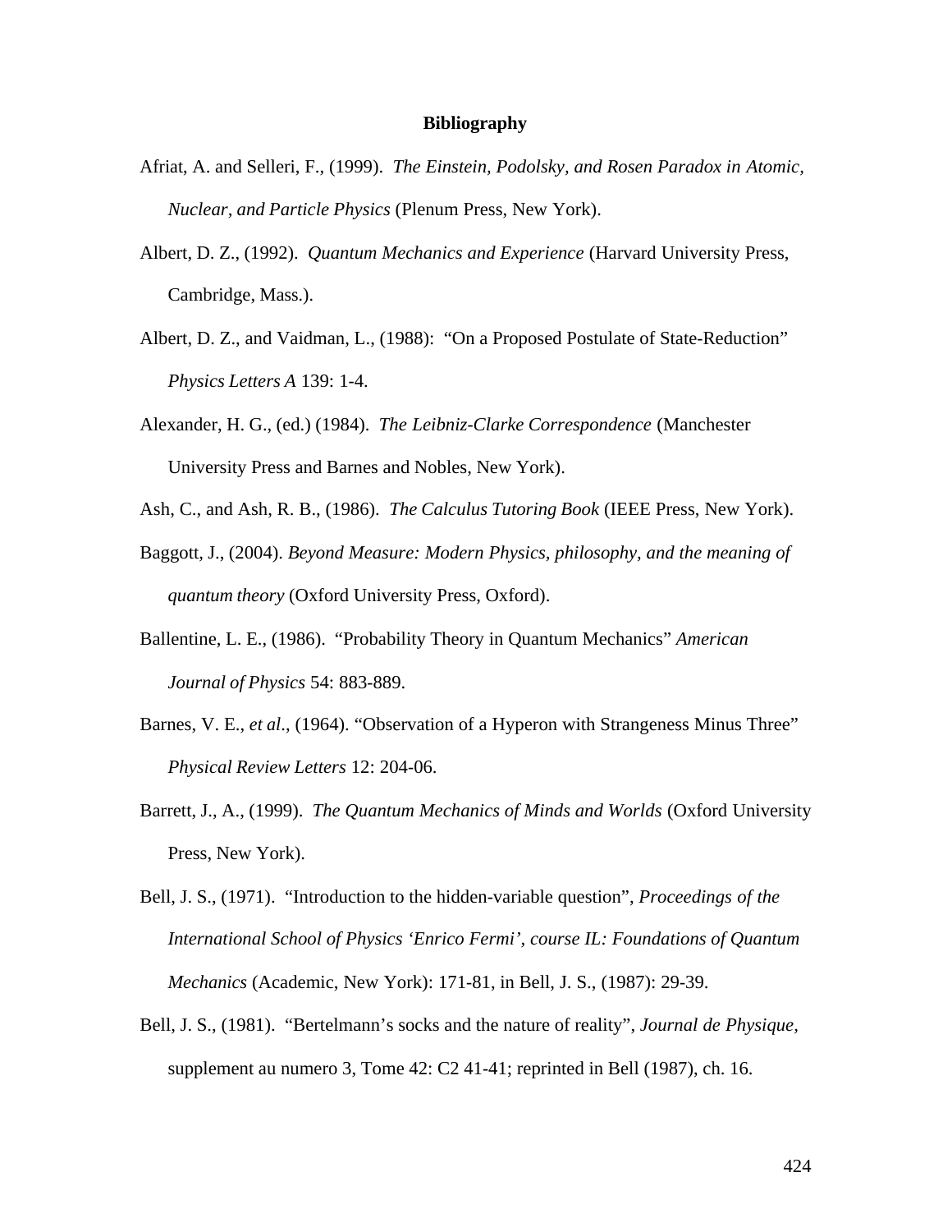# Bibliography

Afriat, A. and Selleri, F., (1999). *The Einstein, Podolsky, and Rosen Paradox in Atomic, Nuclear, and Particle Physics* (Plenum Press, New York).

Albert, D. Z., (1992). *Quantum Mechanics and Experience* (Harvard University Press, Cambridge, Mass.).

Albert, D. Z., and Vaidman, L., (1988): "On a Proposed Postulate of State-Reduction" *Physics Letters A* 139: 1-4.

Alexander, H. G., (ed.) (1984). *The Leibniz-Clarke Correspondence* (Manchester University Press and Barnes and Nobles, New York).

Ash, C., and Ash, R. B., (1986). *The Calculus Tutoring Book* (IEEE Press, New York).

Baggott, J., (2004). *Beyond Measure: Modern Physics, philosophy, and the meaning of quantum theory* (Oxford University Press, Oxford).

Ballentine, L. E., (1986). "Probability Theory in Quantum Mechanics" *American Journal of Physics* 54: 883-889.

Barnes, V. E., *et al*., (1964). "Observation of a Hyperon with Strangeness Minus Three" *Physical Review Letters* 12: 204-06.

Barrett, J., A., (1999). *The Quantum Mechanics of Minds and Worlds* (Oxford University Press, New York).

Bell, J. S., (1971). "Introduction to the hidden-variable question", *Proceedings of the International School of Physics 'Enrico Fermi', course IL: Foundations of Quantum Mechanics* (Academic, New York): 171-81, in Bell, J. S., (1987): 29-39.

Bell, J. S., (1981). "Bertelmann's socks and the nature of reality", *Journal de Physique*, supplement au numero 3, Tome 42: C2 41-41; reprinted in Bell (1987), ch. 16.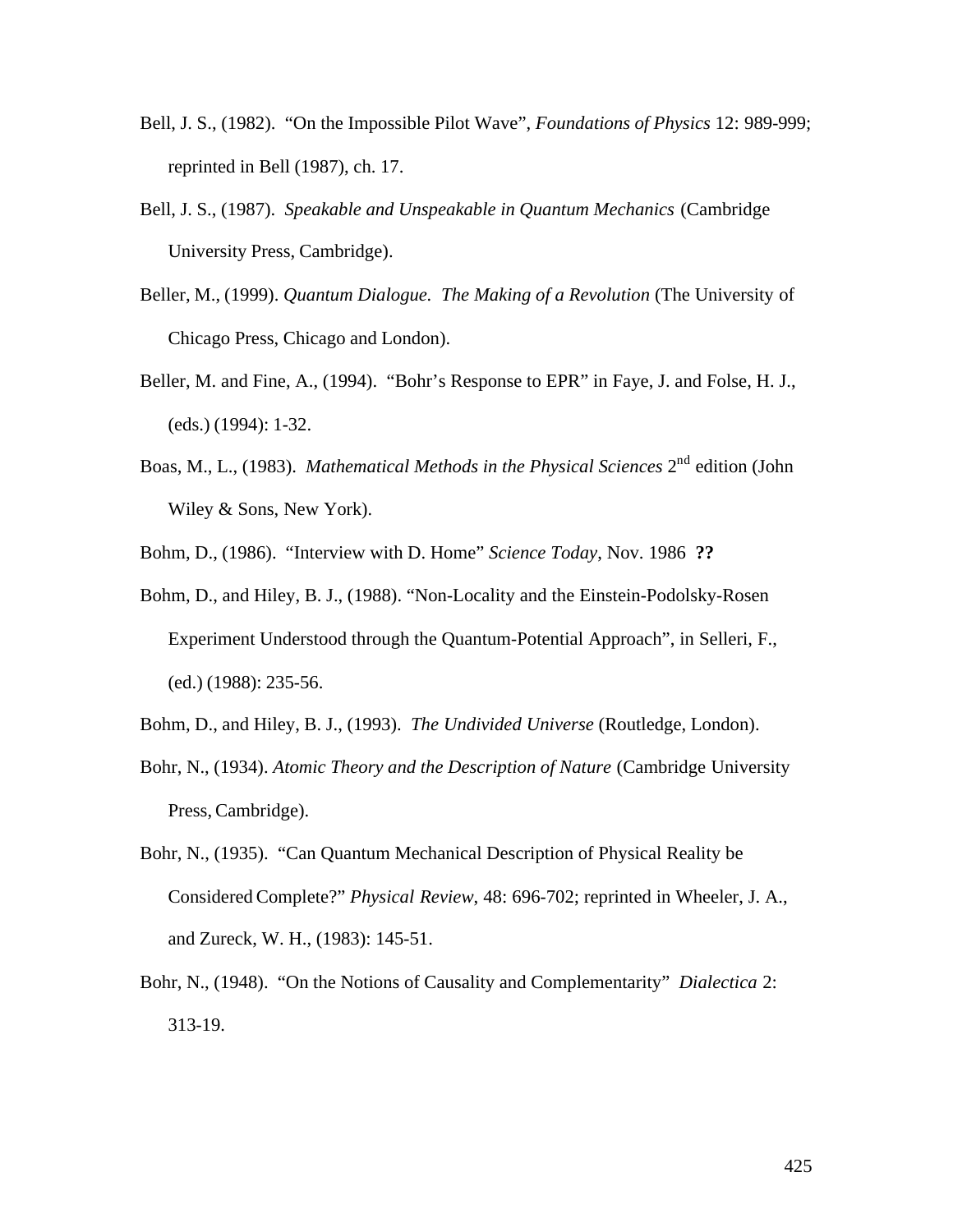Bell, J. S., (1982). "On the Impossible Pilot Wave", *Foundations of Physics* 12: 989-999; reprinted in Bell (1987), ch. 17.

Bell, J. S., (1987). *Speakable and Unspeakable in Quantum Mechanics* (Cambridge University Press, Cambridge).

Beller, M., (1999). *Quantum Dialogue. The Making of a Revolution* (The University of Chicago Press, Chicago and London).

Beller, M. and Fine, A., (1994). "Bohr's Response to EPR" in Faye, J. and Folse, H. J., (eds.) (1994): 1-32.

Boas, M., L., (1983). *Mathematical Methods in the Physical Sciences* 2nd edition (John Wiley & Sons, New York).

Bohm, D., (1986). "Interview with D. Home" *Science Today*, Nov. 1986 **??**

Bohm, D., and Hiley, B. J., (1988). "Non-Locality and the Einstein-Podolsky-Rosen Experiment Understood through the Quantum-Potential Approach", in Selleri, F., (ed.) (1988): 235-56.

Bohm, D., and Hiley, B. J., (1993). *The Undivided Universe* (Routledge, London).

Bohr, N., (1934). *Atomic Theory and the Description of Nature* (Cambridge University Press, Cambridge).

Bohr, N., (1935). "Can Quantum Mechanical Description of Physical Reality be Considered Complete?" *Physical Review*, 48: 696-702; reprinted in Wheeler, J. A., and Zureck, W. H., (1983): 145-51.

Bohr, N., (1948). "On the Notions of Causality and Complementarity" *Dialectica* 2: 313-19.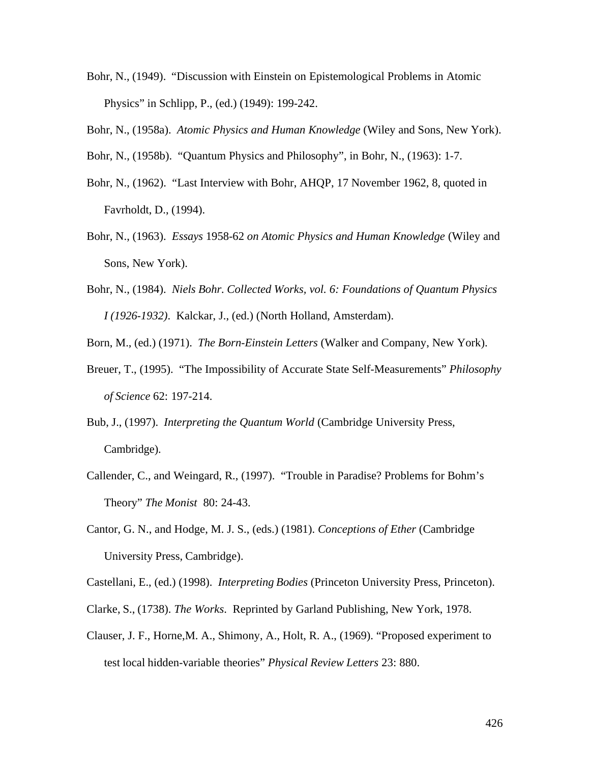Bohr, N., (1949). "Discussion with Einstein on Epistemological Problems in Atomic Physics" in Schlipp, P., (ed.) (1949): 199-242.

Bohr, N., (1958a). *Atomic Physics and Human Knowledge* (Wiley and Sons, New York).

Bohr, N., (1958b). "Quantum Physics and Philosophy", in Bohr, N., (1963): 1-7.

Bohr, N., (1962). "Last Interview with Bohr, AHQP, 17 November 1962, 8, quoted in Favrholdt, D., (1994).

Bohr, N., (1963). *Essays* 1958-62 *on Atomic Physics and Human Knowledge* (Wiley and Sons, New York).

Bohr, N., (1984). *Niels Bohr. Collected Works, vol. 6: Foundations of Quantum Physics I (1926-1932)*. Kalckar, J., (ed.) (North Holland, Amsterdam).

Born, M., (ed.) (1971). *The Born-Einstein Letters* (Walker and Company, New York).

Breuer, T., (1995). "The Impossibility of Accurate State Self-Measurements" *Philosophy of Science* 62: 197-214.

Bub, J., (1997). *Interpreting the Quantum World* (Cambridge University Press, Cambridge).

Callender, C., and Weingard, R., (1997). "Trouble in Paradise? Problems for Bohm's Theory" *The Monist* 80: 24-43.

Cantor, G. N., and Hodge, M. J. S., (eds.) (1981). *Conceptions of Ether* (Cambridge University Press, Cambridge).

Castellani, E., (ed.) (1998). *Interpreting Bodies* (Princeton University Press, Princeton).

Clarke, S., (1738). *The Works*. Reprinted by Garland Publishing, New York, 1978.

Clauser, J. F., Horne,M. A., Shimony, A., Holt, R. A., (1969). "Proposed experiment to test local hidden-variable theories" *Physical Review Letters* 23: 880.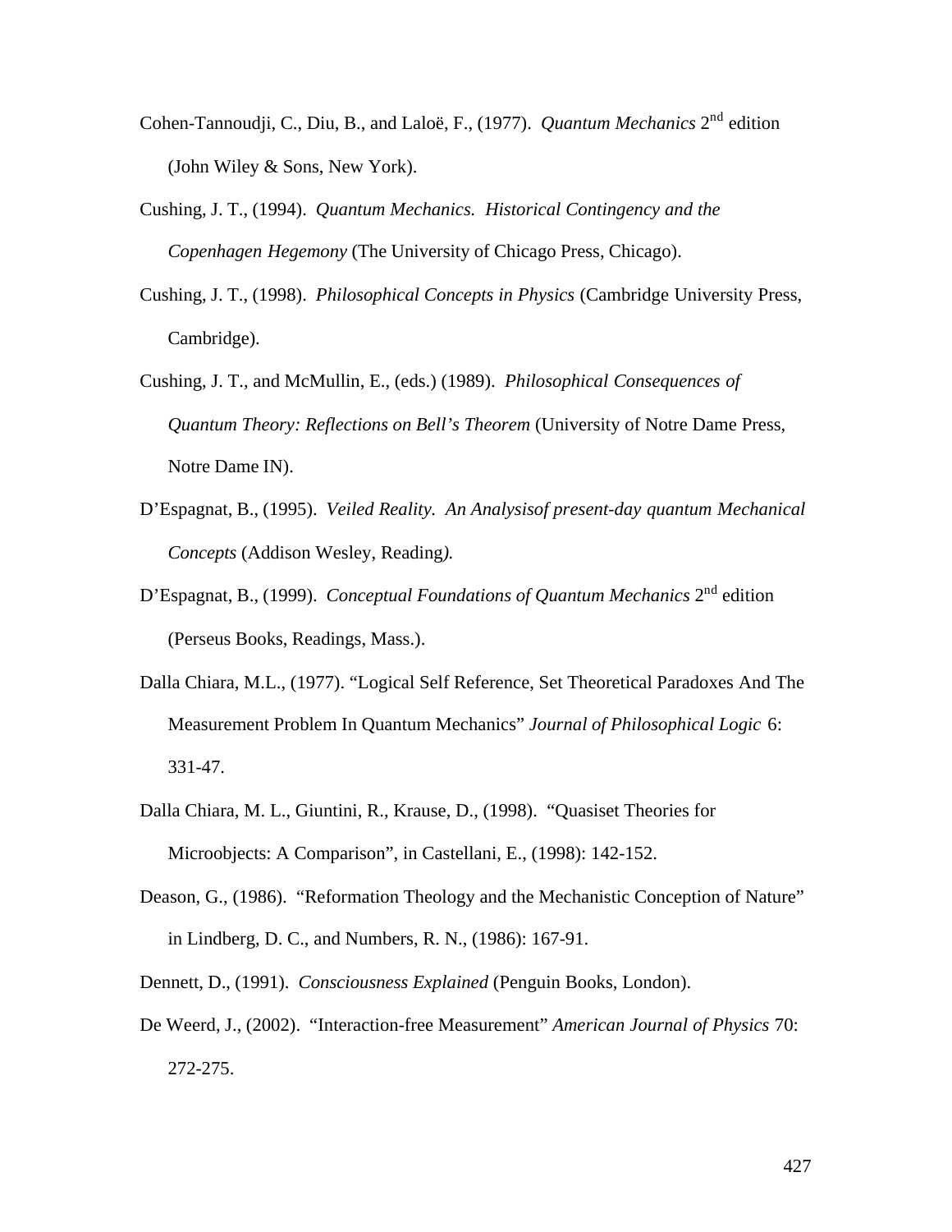Cohen-Tannoudji, C., Diu, B., and Laloë, F., (1977). *Quantum Mechanics* 2nd edition (John Wiley & Sons, New York).

Cushing, J. T., (1994). *Quantum Mechanics. Historical Contingency and the Copenhagen Hegemony* (The University of Chicago Press, Chicago).

Cushing, J. T., (1998). *Philosophical Concepts in Physics* (Cambridge University Press, Cambridge).

Cushing, J. T., and McMullin, E., (eds.) (1989). *Philosophical Consequences of Quantum Theory: Reflections on Bell's Theorem* (University of Notre Dame Press, Notre Dame IN).

D'Espagnat, B., (1995). *Veiled Reality. An Analysisof present-day quantum Mechanical Concepts* (Addison Wesley, Reading).

D'Espagnat, B., (1999). *Conceptual Foundations of Quantum Mechanics* 2nd edition (Perseus Books, Readings, Mass.).

Dalla Chiara, M.L., (1977). "Logical Self Reference, Set Theoretical Paradoxes And The Measurement Problem In Quantum Mechanics" *Journal of Philosophical Logic* 6: 331-47.

Dalla Chiara, M. L., Giuntini, R., Krause, D., (1998). "Quasiset Theories for Microobjects: A Comparison", in Castellani, E., (1998): 142-152.

Deason, G., (1986). "Reformation Theology and the Mechanistic Conception of Nature" in Lindberg, D. C., and Numbers, R. N., (1986): 167-91.

Dennett, D., (1991). *Consciousness Explained* (Penguin Books, London).

De Weerd, J., (2002). "Interaction-free Measurement" *American Journal of Physics* 70: 272-275.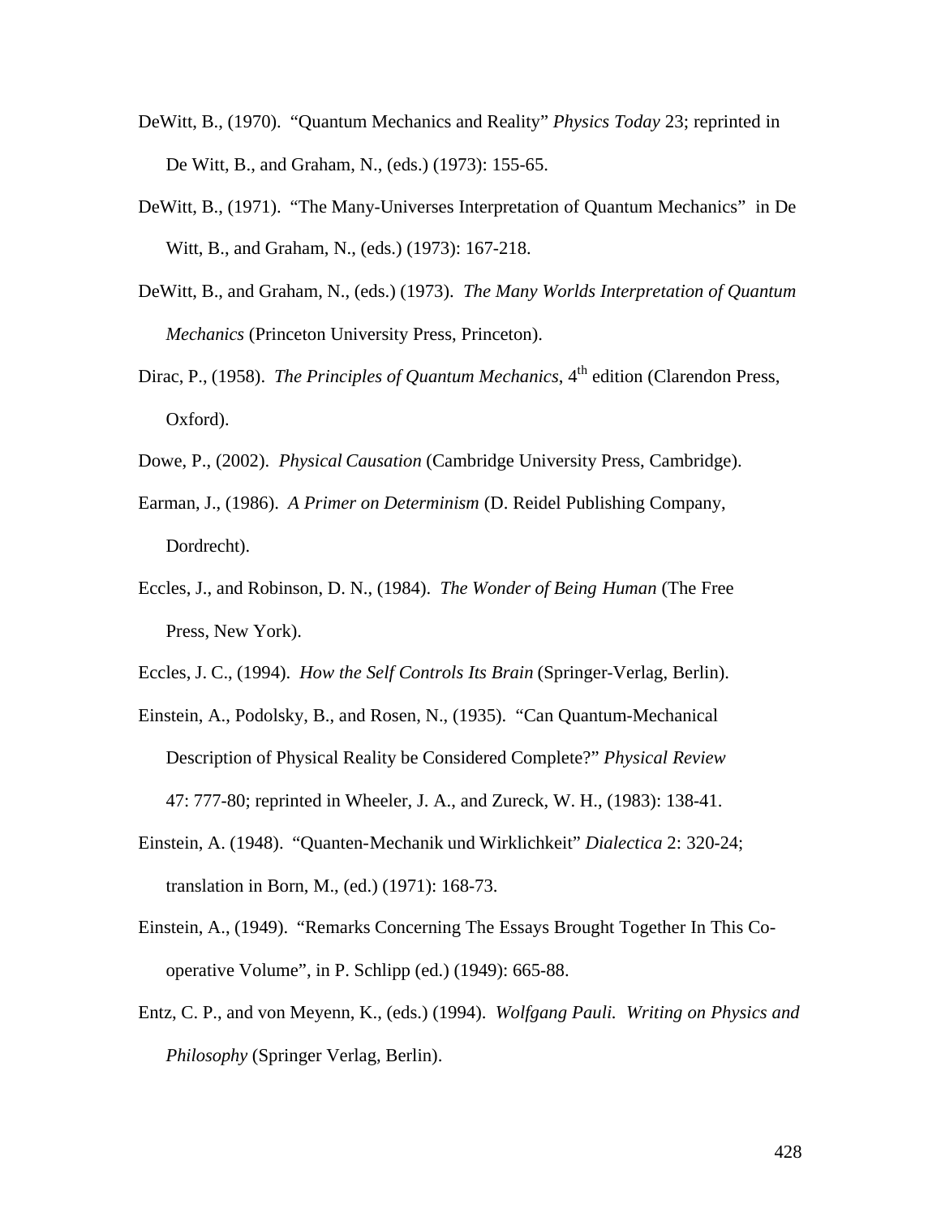DeWitt, B., (1970). "Quantum Mechanics and Reality" *Physics Today* 23; reprinted in De Witt, B., and Graham, N., (eds.) (1973): 155-65.

DeWitt, B., (1971). "The Many-Universes Interpretation of Quantum Mechanics" in De Witt, B., and Graham, N., (eds.) (1973): 167-218.

DeWitt, B., and Graham, N., (eds.) (1973). *The Many Worlds Interpretation of Quantum Mechanics* (Princeton University Press, Princeton).

Dirac, P., (1958). *The Principles of Quantum Mechanics*, 4th edition (Clarendon Press, Oxford).

Dowe, P., (2002). *Physical Causation* (Cambridge University Press, Cambridge).

Earman, J., (1986). *A Primer on Determinism* (D. Reidel Publishing Company, Dordrecht).

Eccles, J., and Robinson, D. N., (1984). *The Wonder of Being Human* (The Free Press, New York).

Eccles, J. C., (1994). *How the Self Controls Its Brain* (Springer-Verlag, Berlin).

Einstein, A., Podolsky, B., and Rosen, N., (1935). "Can Quantum-Mechanical Description of Physical Reality be Considered Complete?" *Physical Review* 47: 777-80; reprinted in Wheeler, J. A., and Zureck, W. H., (1983): 138-41.

Einstein, A. (1948). "Quanten-Mechanik und Wirklichkeit" *Dialectica* 2: 320-24; translation in Born, M., (ed.) (1971): 168-73.

Einstein, A., (1949). "Remarks Concerning The Essays Brought Together In This Co-operative Volume", in P. Schlipp (ed.) (1949): 665-88.

Entz, C. P., and von Meyenn, K., (eds.) (1994). *Wolfgang Pauli. Writing on Physics and Philosophy* (Springer Verlag, Berlin).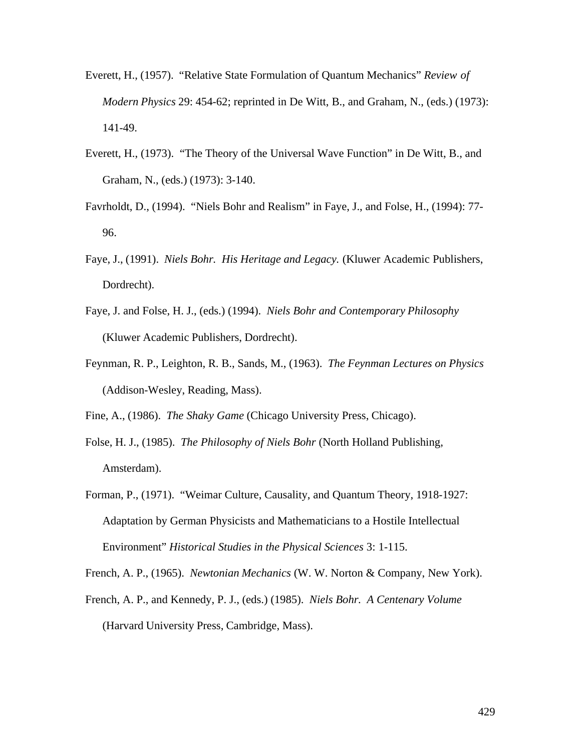Everett, H., (1957). "Relative State Formulation of Quantum Mechanics" *Review of Modern Physics* 29: 454-62; reprinted in De Witt, B., and Graham, N., (eds.) (1973): 141-49.

Everett, H., (1973). "The Theory of the Universal Wave Function" in De Witt, B., and Graham, N., (eds.) (1973): 3-140.

Favrholdt, D., (1994). "Niels Bohr and Realism" in Faye, J., and Folse, H., (1994): 77-96.

Faye, J., (1991). *Niels Bohr. His Heritage and Legacy.* (Kluwer Academic Publishers, Dordrecht).

Faye, J. and Folse, H. J., (eds.) (1994). *Niels Bohr and Contemporary Philosophy* (Kluwer Academic Publishers, Dordrecht).

Feynman, R. P., Leighton, R. B., Sands, M., (1963). *The Feynman Lectures on Physics* (Addison-Wesley, Reading, Mass).

Fine, A., (1986). *The Shaky Game* (Chicago University Press, Chicago).

Folse, H. J., (1985). *The Philosophy of Niels Bohr* (North Holland Publishing, Amsterdam).

Forman, P., (1971). "Weimar Culture, Causality, and Quantum Theory, 1918-1927: Adaptation by German Physicists and Mathematicians to a Hostile Intellectual Environment" *Historical Studies in the Physical Sciences* 3: 1-115.

French, A. P., (1965). *Newtonian Mechanics* (W. W. Norton & Company, New York).

French, A. P., and Kennedy, P. J., (eds.) (1985). *Niels Bohr. A Centenary Volume* (Harvard University Press, Cambridge, Mass).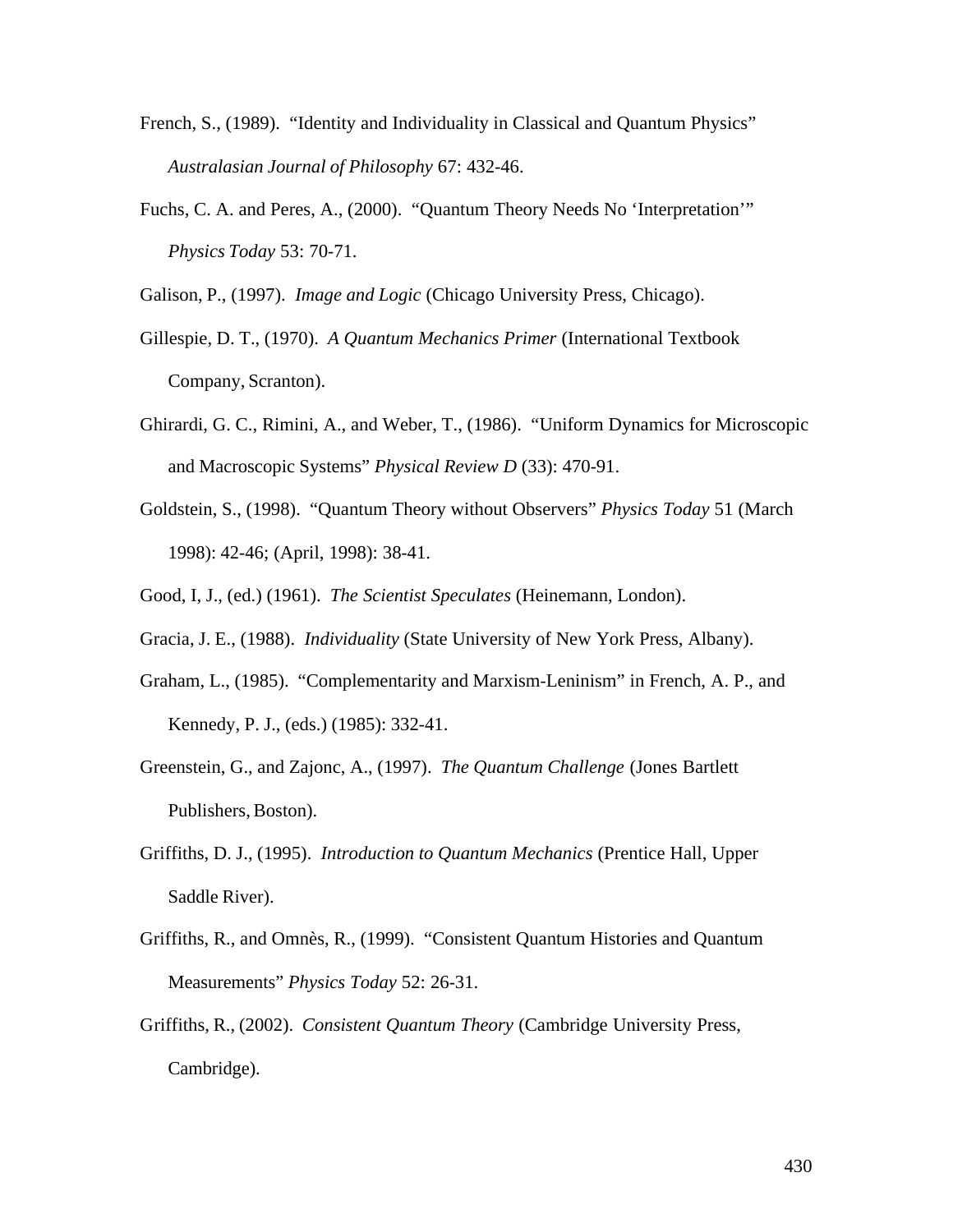French, S., (1989). "Identity and Individuality in Classical and Quantum Physics" *Australasian Journal of Philosophy* 67: 432-46.

Fuchs, C. A. and Peres, A., (2000). "Quantum Theory Needs No 'Interpretation'" *Physics Today* 53: 70-71.

Galison, P., (1997). *Image and Logic* (Chicago University Press, Chicago).

Gillespie, D. T., (1970). *A Quantum Mechanics Primer* (International Textbook Company, Scranton).

Ghirardi, G. C., Rimini, A., and Weber, T., (1986). "Uniform Dynamics for Microscopic and Macroscopic Systems" *Physical Review D* (33): 470-91.

Goldstein, S., (1998). "Quantum Theory without Observers" *Physics Today* 51 (March 1998): 42-46; (April, 1998): 38-41.

Good, I, J., (ed.) (1961). *The Scientist Speculates* (Heinemann, London).

Gracia, J. E., (1988). *Individuality* (State University of New York Press, Albany).

Graham, L., (1985). "Complementarity and Marxism-Leninism" in French, A. P., and Kennedy, P. J., (eds.) (1985): 332-41.

Greenstein, G., and Zajonc, A., (1997). *The Quantum Challenge* (Jones Bartlett Publishers, Boston).

Griffiths, D. J., (1995). *Introduction to Quantum Mechanics* (Prentice Hall, Upper Saddle River).

Griffiths, R., and Omnès, R., (1999). "Consistent Quantum Histories and Quantum Measurements" *Physics Today* 52: 26-31.

Griffiths, R., (2002). *Consistent Quantum Theory* (Cambridge University Press, Cambridge).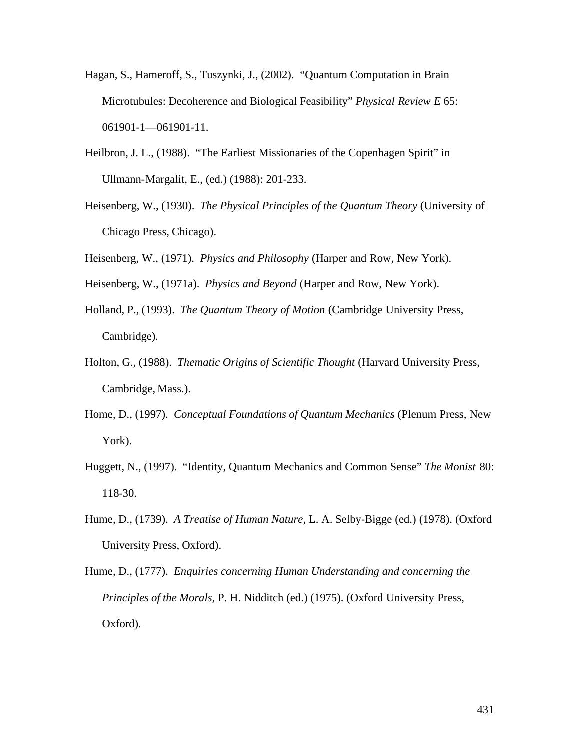Hagan, S., Hameroff, S., Tuszynki, J., (2002). "Quantum Computation in Brain Microtubules: Decoherence and Biological Feasibility" *Physical Review E* 65: 061901-1—061901-11.

Heilbron, J. L., (1988). "The Earliest Missionaries of the Copenhagen Spirit" in Ullmann-Margalit, E., (ed.) (1988): 201-233.

Heisenberg, W., (1930). *The Physical Principles of the Quantum Theory* (University of Chicago Press, Chicago).

Heisenberg, W., (1971). *Physics and Philosophy* (Harper and Row, New York).

Heisenberg, W., (1971a). *Physics and Beyond* (Harper and Row, New York).

Holland, P., (1993). *The Quantum Theory of Motion* (Cambridge University Press, Cambridge).

Holton, G., (1988). *Thematic Origins of Scientific Thought* (Harvard University Press, Cambridge, Mass.).

Home, D., (1997). *Conceptual Foundations of Quantum Mechanics* (Plenum Press, New York).

Huggett, N., (1997). "Identity, Quantum Mechanics and Common Sense" *The Monist* 80: 118-30.

Hume, D., (1739). *A Treatise of Human Nature*, L. A. Selby-Bigge (ed.) (1978). (Oxford University Press, Oxford).

Hume, D., (1777). *Enquiries concerning Human Understanding and concerning the Principles of the Morals*, P. H. Nidditch (ed.) (1975). (Oxford University Press, Oxford).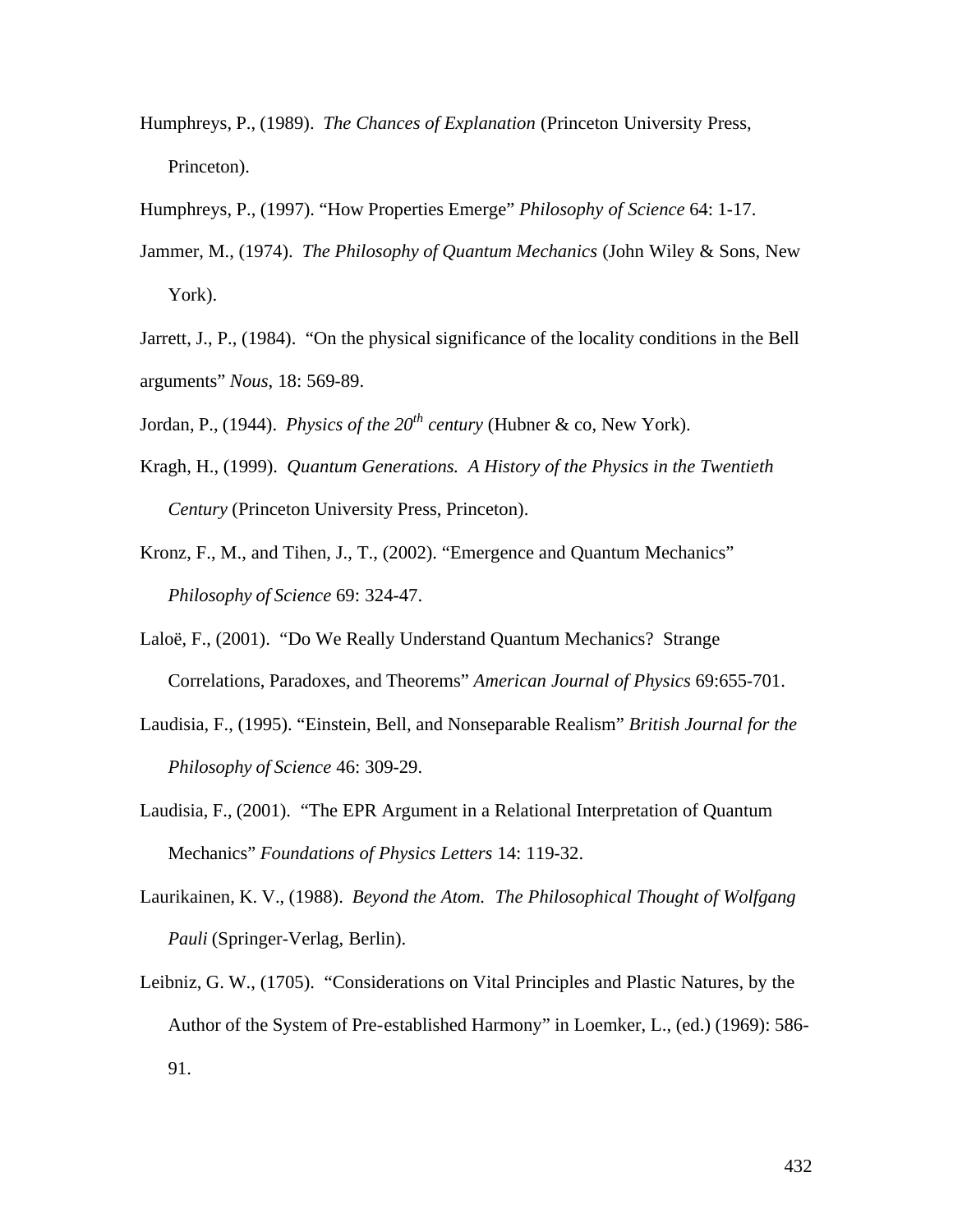Humphreys, P., (1989). *The Chances of Explanation* (Princeton University Press, Princeton).

Humphreys, P., (1997). "How Properties Emerge" *Philosophy of Science* 64: 1-17.

Jammer, M., (1974). *The Philosophy of Quantum Mechanics* (John Wiley & Sons, New York).

Jarrett, J., P., (1984). "On the physical significance of the locality conditions in the Bell arguments" *Nous*, 18: 569-89.

Jordan, P., (1944). *Physics of the 20th century* (Hubner & co, New York).

Kragh, H., (1999). *Quantum Generations. A History of the Physics in the Twentieth Century* (Princeton University Press, Princeton).

Kronz, F., M., and Tihen, J., T., (2002). "Emergence and Quantum Mechanics" *Philosophy of Science* 69: 324-47.

Laloë, F., (2001). "Do We Really Understand Quantum Mechanics? Strange Correlations, Paradoxes, and Theorems" *American Journal of Physics* 69:655-701.

Laudisia, F., (1995). "Einstein, Bell, and Nonseparable Realism" *British Journal for the Philosophy of Science* 46: 309-29.

Laudisia, F., (2001). "The EPR Argument in a Relational Interpretation of Quantum Mechanics" *Foundations of Physics Letters* 14: 119-32.

Laurikainen, K. V., (1988). *Beyond the Atom. The Philosophical Thought of Wolfgang Pauli* (Springer-Verlag, Berlin).

Leibniz, G. W., (1705). "Considerations on Vital Principles and Plastic Natures, by the Author of the System of Pre-established Harmony" in Loemker, L., (ed.) (1969): 586-91.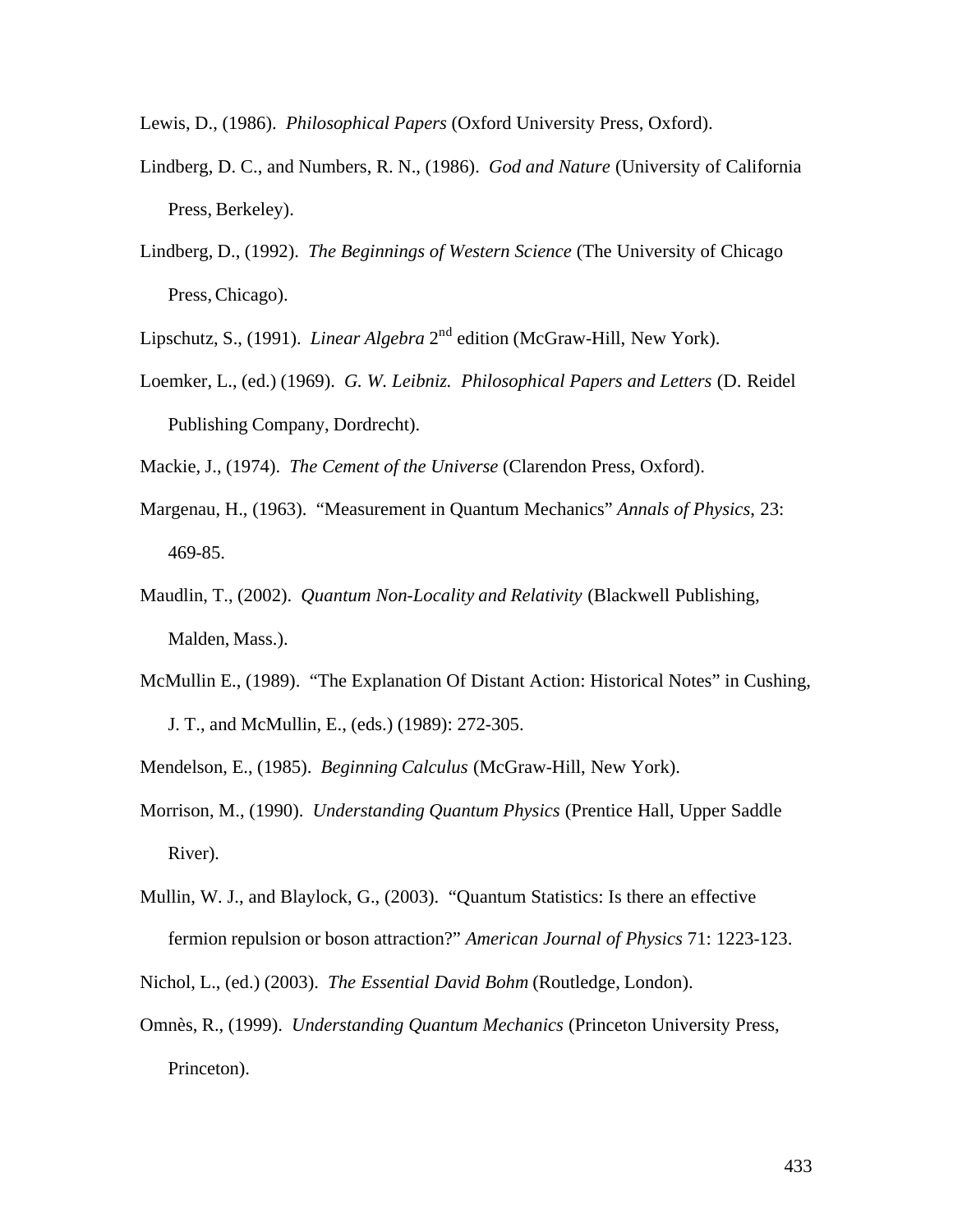Lewis, D., (1986). *Philosophical Papers* (Oxford University Press, Oxford).

Lindberg, D. C., and Numbers, R. N., (1986). *God and Nature* (University of California Press, Berkeley).

Lindberg, D., (1992). *The Beginnings of Western Science* (The University of Chicago Press, Chicago).

Lipschutz, S., (1991). *Linear Algebra* 2nd edition (McGraw-Hill, New York).

Loemker, L., (ed.) (1969). *G. W. Leibniz. Philosophical Papers and Letters* (D. Reidel Publishing Company, Dordrecht).

Mackie, J., (1974). *The Cement of the Universe* (Clarendon Press, Oxford).

Margenau, H., (1963). "Measurement in Quantum Mechanics" *Annals of Physics*, 23: 469-85.

Maudlin, T., (2002). *Quantum Non-Locality and Relativity* (Blackwell Publishing, Malden, Mass.).

McMullin E., (1989). "The Explanation Of Distant Action: Historical Notes" in Cushing, J. T., and McMullin, E., (eds.) (1989): 272-305.

Mendelson, E., (1985). *Beginning Calculus* (McGraw-Hill, New York).

Morrison, M., (1990). *Understanding Quantum Physics* (Prentice Hall, Upper Saddle River).

Mullin, W. J., and Blaylock, G., (2003). "Quantum Statistics: Is there an effective fermion repulsion or boson attraction?" *American Journal of Physics* 71: 1223-123.

Nichol, L., (ed.) (2003). *The Essential David Bohm* (Routledge, London).

Omnès, R., (1999). *Understanding Quantum Mechanics* (Princeton University Press, Princeton).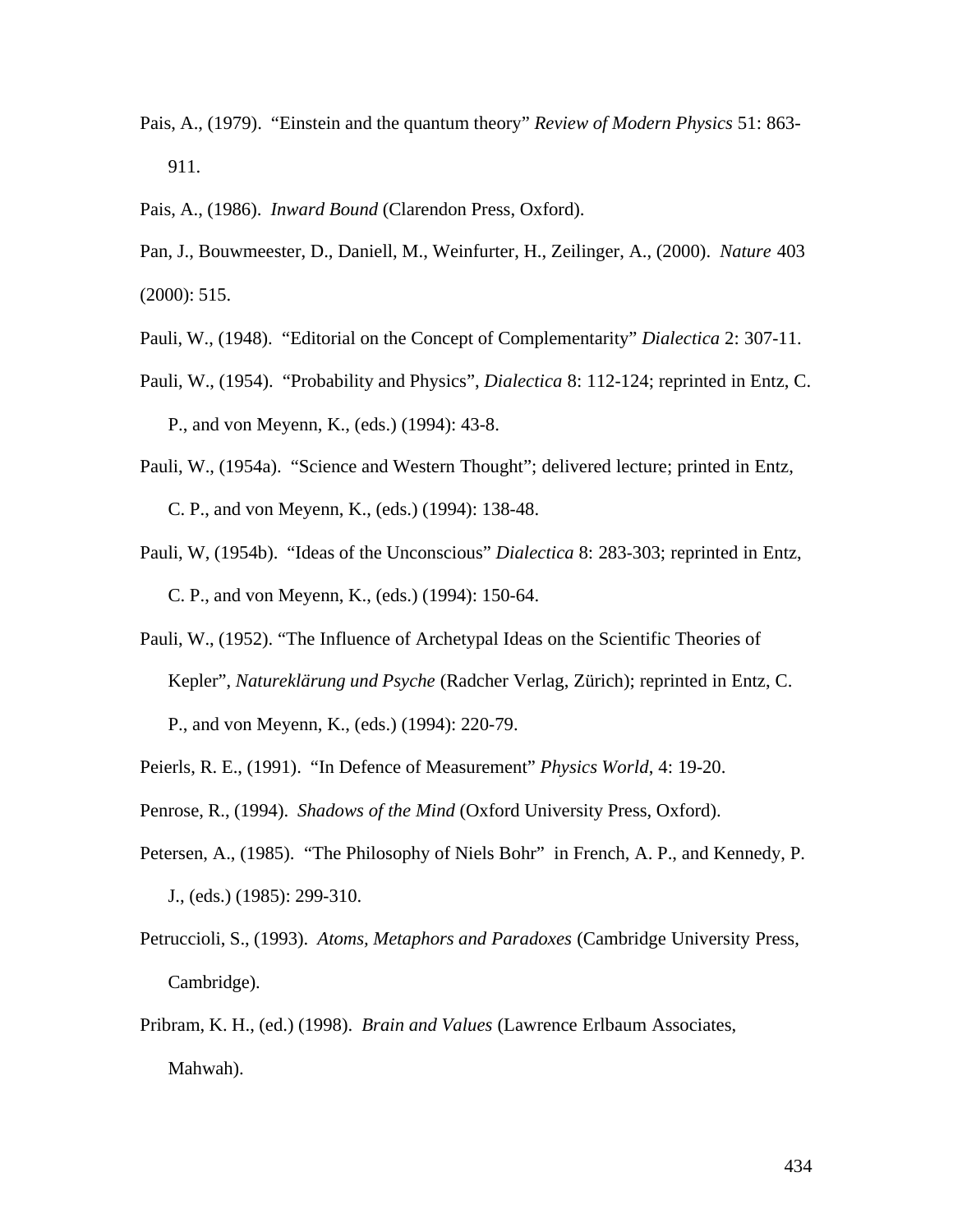Pais, A., (1979). "Einstein and the quantum theory" *Review of Modern Physics* 51: 863-911.

Pais, A., (1986). *Inward Bound* (Clarendon Press, Oxford).

Pan, J., Bouwmeester, D., Daniell, M., Weinfurter, H., Zeilinger, A., (2000). *Nature* 403 (2000): 515.

Pauli, W., (1948). "Editorial on the Concept of Complementarity" *Dialectica* 2: 307-11.

Pauli, W., (1954). "Probability and Physics", *Dialectica* 8: 112-124; reprinted in Entz, C. P., and von Meyenn, K., (eds.) (1994): 43-8.

Pauli, W., (1954a). "Science and Western Thought"; delivered lecture; printed in Entz, C. P., and von Meyenn, K., (eds.) (1994): 138-48.

Pauli, W, (1954b). "Ideas of the Unconscious" *Dialectica* 8: 283-303; reprinted in Entz, C. P., and von Meyenn, K., (eds.) (1994): 150-64.

Pauli, W., (1952). "The Influence of Archetypal Ideas on the Scientific Theories of Kepler", *Naturekl​ärung und Psyche* (Radcher Verlag, Zürich); reprinted in Entz, C. P., and von Meyenn, K., (eds.) (1994): 220-79.

Peierls, R. E., (1991). "In Defence of Measurement" *Physics World*, 4: 19-20.

Penrose, R., (1994). *Shadows of the Mind* (Oxford University Press, Oxford).

Petersen, A., (1985). "The Philosophy of Niels Bohr" in French, A. P., and Kennedy, P. J., (eds.) (1985): 299-310.

Petruccioli, S., (1993). *Atoms, Metaphors and Paradoxes* (Cambridge University Press, Cambridge).

Pribram, K. H., (ed.) (1998). *Brain and Values* (Lawrence Erlbaum Associates, Mahwah).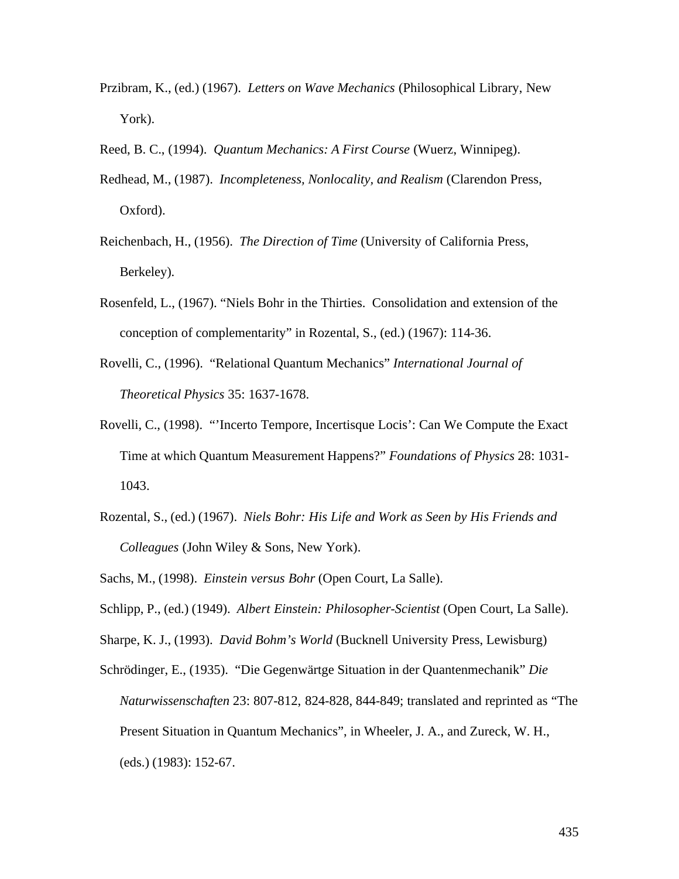Przibram, K., (ed.) (1967). *Letters on Wave Mechanics* (Philosophical Library, New York).

Reed, B. C., (1994). *Quantum Mechanics: A First Course* (Wuerz, Winnipeg).

Redhead, M., (1987). *Incompleteness, Nonlocality, and Realism* (Clarendon Press, Oxford).

Reichenbach, H., (1956). *The Direction of Time* (University of California Press, Berkeley).

Rosenfeld, L., (1967). "Niels Bohr in the Thirties. Consolidation and extension of the conception of complementarity" in Rozental, S., (ed.) (1967): 114-36.

Rovelli, C., (1996). "Relational Quantum Mechanics" *International Journal of Theoretical Physics* 35: 1637-1678.

Rovelli, C., (1998). "'Incerto Tempore, Incertisque Locis': Can We Compute the Exact Time at which Quantum Measurement Happens?" *Foundations of Physics* 28: 1031-1043.

Rozental, S., (ed.) (1967). *Niels Bohr: His Life and Work as Seen by His Friends and Colleagues* (John Wiley & Sons, New York).

Sachs, M., (1998). *Einstein versus Bohr* (Open Court, La Salle).

Schlipp, P., (ed.) (1949). *Albert Einstein: Philosopher-Scientist* (Open Court, La Salle).

Sharpe, K. J., (1993). *David Bohm's World* (Bucknell University Press, Lewisburg)

Schrödinger, E., (1935). "Die Gegenwärtge Situation in der Quantenmechanik" *Die Naturwissenschaften* 23: 807-812, 824-828, 844-849; translated and reprinted as "The Present Situation in Quantum Mechanics", in Wheeler, J. A., and Zureck, W. H., (eds.) (1983): 152-67.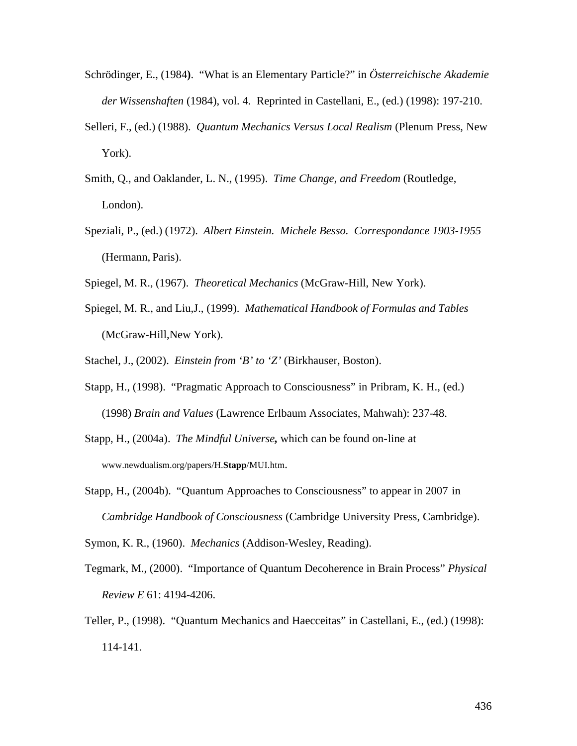Schrödinger, E., (1984). "What is an Elementary Particle?" in *Österreichische Akademie der Wissenshaften* (1984), vol. 4. Reprinted in Castellani, E., (ed.) (1998): 197-210.

Selleri, F., (ed.) (1988). *Quantum Mechanics Versus Local Realism* (Plenum Press, New York).

Smith, Q., and Oaklander, L. N., (1995). *Time Change, and Freedom* (Routledge, London).

Speziali, P., (ed.) (1972). *Albert Einstein. Michele Besso. Correspondance 1903-1955* (Hermann, Paris).

Spiegel, M. R., (1967). *Theoretical Mechanics* (McGraw-Hill, New York).

Spiegel, M. R., and Liu,J., (1999). *Mathematical Handbook of Formulas and Tables* (McGraw-Hill,New York).

Stachel, J., (2002). *Einstein from 'B' to 'Z'* (Birkhauser, Boston).

Stapp, H., (1998). "Pragmatic Approach to Consciousness" in Pribram, K. H., (ed.) (1998) *Brain and Values* (Lawrence Erlbaum Associates, Mahwah): 237-48.

Stapp, H., (2004a). *The Mindful Universe***,** which can be found on-line at www.newdualism.org/papers/H.**Stapp**/MUI.htm.

Stapp, H., (2004b). "Quantum Approaches to Consciousness" to appear in 2007 in *Cambridge Handbook of Consciousness* (Cambridge University Press, Cambridge).

Symon, K. R., (1960). *Mechanics* (Addison-Wesley, Reading).

Tegmark, M., (2000). "Importance of Quantum Decoherence in Brain Process" *Physical Review E* 61: 4194-4206.

Teller, P., (1998). "Quantum Mechanics and Haecceitas" in Castellani, E., (ed.) (1998): 114-141.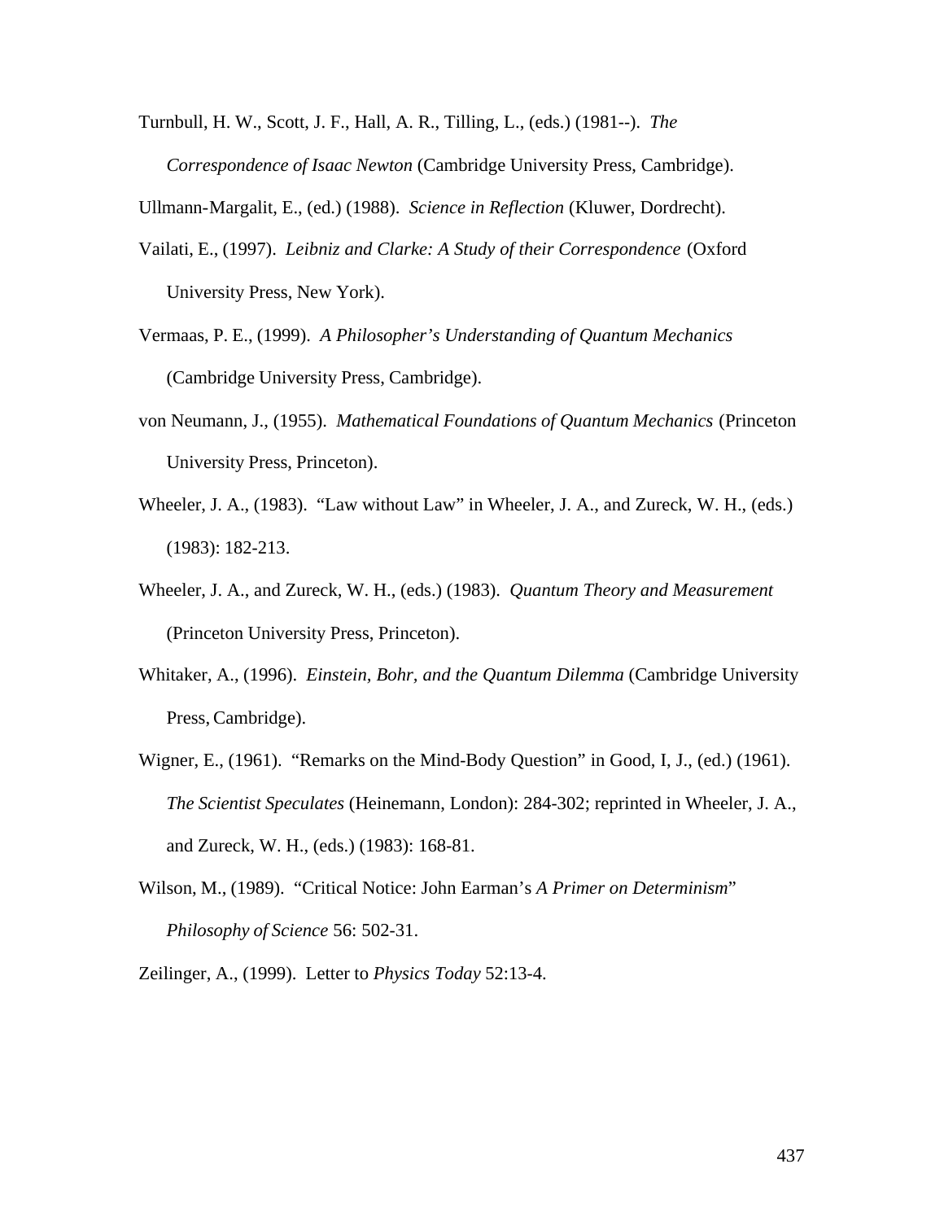Turnbull, H. W., Scott, J. F., Hall, A. R., Tilling, L., (eds.) (1981--). *The Correspondence of Isaac Newton* (Cambridge University Press, Cambridge).

Ullmann-Margalit, E., (ed.) (1988). *Science in Reflection* (Kluwer, Dordrecht).

Vailati, E., (1997). *Leibniz and Clarke: A Study of their Correspondence* (Oxford University Press, New York).

Vermaas, P. E., (1999). *A Philosopher's Understanding of Quantum Mechanics* (Cambridge University Press, Cambridge).

von Neumann, J., (1955). *Mathematical Foundations of Quantum Mechanics* (Princeton University Press, Princeton).

Wheeler, J. A., (1983). "Law without Law" in Wheeler, J. A., and Zureck, W. H., (eds.) (1983): 182-213.

Wheeler, J. A., and Zureck, W. H., (eds.) (1983). *Quantum Theory and Measurement* (Princeton University Press, Princeton).

Whitaker, A., (1996). *Einstein, Bohr, and the Quantum Dilemma* (Cambridge University Press, Cambridge).

Wigner, E., (1961). "Remarks on the Mind-Body Question" in Good, I, J., (ed.) (1961). *The Scientist Speculates* (Heinemann, London): 284-302; reprinted in Wheeler, J. A., and Zureck, W. H., (eds.) (1983): 168-81.

Wilson, M., (1989). "Critical Notice: John Earman's *A Primer on Determinism*" *Philosophy of Science* 56: 502-31.

Zeilinger, A., (1999). Letter to *Physics Today* 52:13-4.